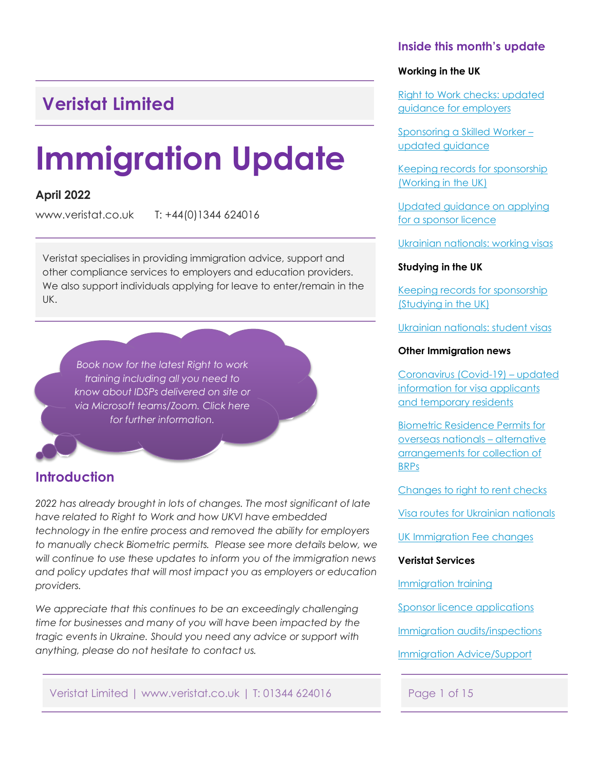# Veristat Limited

# Immigration Update

**April 2022**

www.veristat.co.uk T: +44(0)1344 624016

Veristat specialises in providing immigration advice, support and other compliance services to employers and education providers. We also support individuals applying for leave to enter/remain in the UK.

*Book now for the latest Right to work training including all you need to know about IDSPs delivered on site or via Microsoft teams/Zoom. Click here for further information.*

## Introduction

*2022 has already brought in lots of changes. The most significant of late have related to Right to Work and how UKVI have embedded technology in the entire process and removed the ability for employers to manually check Biometric permits. Please see more details below, we will continue to use these updates to inform you of the immigration news and policy updates that will most impact you as employers or education providers.*

*We appreciate that this continues to be an exceedingly challenging time for businesses and many of you will have been impacted by the tragic events in Ukraine. Should you need any advice or support with anything, please do not hesitate to contact us.*

## Inside this month's update

**Working in the UK**

- Right to Work checks: updated guidance for employers
- Sponsoring a Skilled Worker – updated guidance
- Keeping records for sponsorship (Working in the UK)
- Updated guidance on applying for a sponsor licence
- Ukrainian nationals: working visas

**Studying in the UK**

- Keeping records for sponsorship (Studying in the UK)
- Ukrainian nationals: student visas

**Other Immigration news**

- Coronavirus (Covid-19) – updated information for visa applicants and temporary residents
- Biometric Residence Permits for overseas nationals – alternative arrangements for collection of BRPs
- Changes to right to rent checks
- Visa routes for Ukrainian nationals
- UK Immigration Fee changes

**Veristat Services**

- Immigration training
- Sponsor licence applications
- Immigration audits/inspections
- Immigration Advice/Support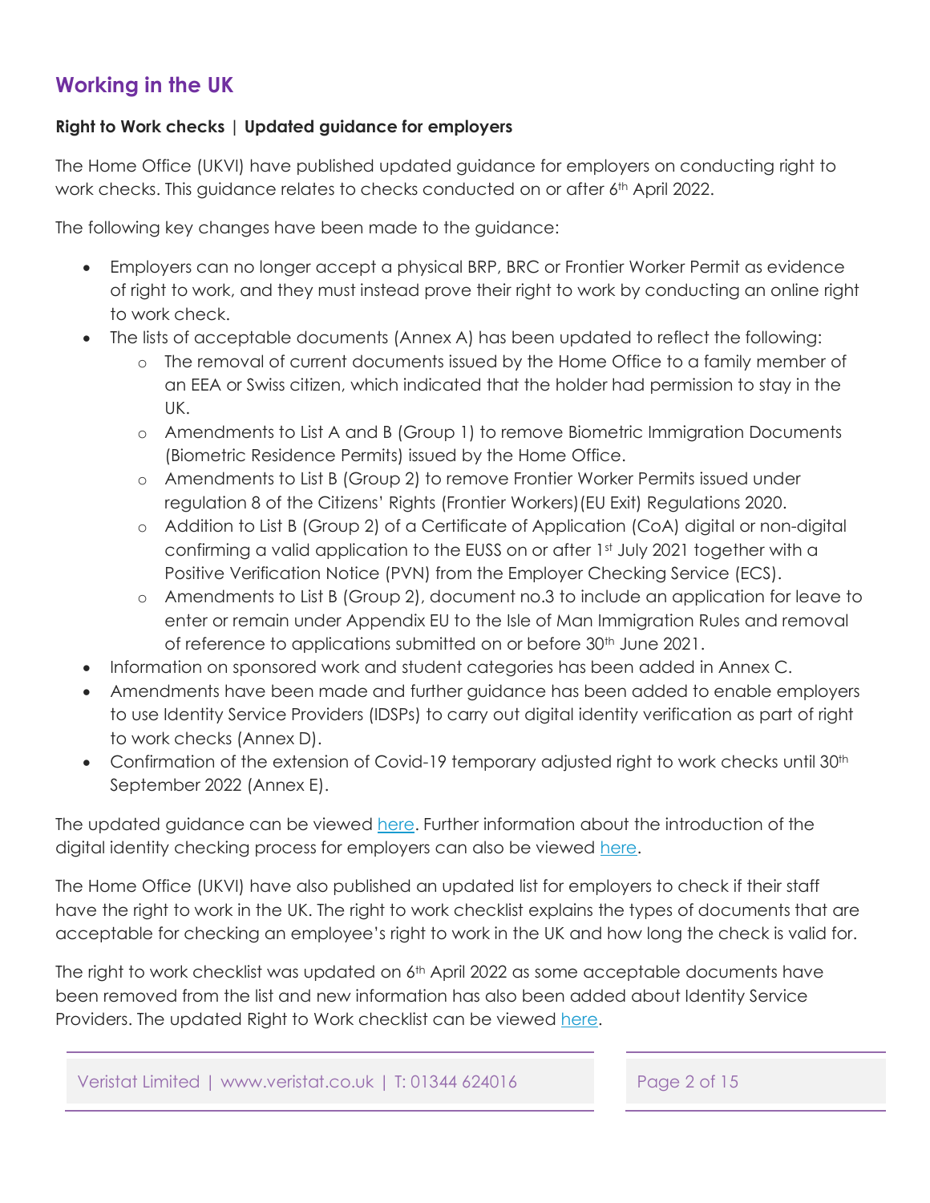## Working in the UK

**Right to Work checks | Updated guidance for employers**

The Home Office (UKVI) have published updated guidance for employers on conducting right to work checks. This guidance relates to checks conducted on or after 6th April 2022.

The following key changes have been made to the guidance:

- Employers can no longer accept a physical BRP, BRC or Frontier Worker Permit as evidence of right to work, and they must instead prove their right to work by conducting an online right to work check.
- The lists of acceptable documents (Annex A) has been updated to reflect the following:
  - The removal of current documents issued by the Home Office to a family member of an EEA or Swiss citizen, which indicated that the holder had permission to stay in the UK.
  - Amendments to List A and B (Group 1) to remove Biometric Immigration Documents (Biometric Residence Permits) issued by the Home Office.
  - Amendments to List B (Group 2) to remove Frontier Worker Permits issued under regulation 8 of the Citizens' Rights (Frontier Workers)(EU Exit) Regulations 2020.
  - Addition to List B (Group 2) of a Certificate of Application (CoA) digital or non-digital confirming a valid application to the EUSS on or after 1st July 2021 together with a Positive Verification Notice (PVN) from the Employer Checking Service (ECS).
  - Amendments to List B (Group 2), document no.3 to include an application for leave to enter or remain under Appendix EU to the Isle of Man Immigration Rules and removal of reference to applications submitted on or before 30th June 2021.
- Information on sponsored work and student categories has been added in Annex C.
- Amendments have been made and further guidance has been added to enable employers to use Identity Service Providers (IDSPs) to carry out digital identity verification as part of right to work checks (Annex D).
- Confirmation of the extension of Covid-19 temporary adjusted right to work checks until 30th September 2022 (Annex E).

The updated guidance can be viewed here. Further information about the introduction of the digital identity checking process for employers can also be viewed here.

The Home Office (UKVI) have also published an updated list for employers to check if their staff have the right to work in the UK. The right to work checklist explains the types of documents that are acceptable for checking an employee's right to work in the UK and how long the check is valid for.

The right to work checklist was updated on 6th April 2022 as some acceptable documents have been removed from the list and new information has also been added about Identity Service Providers. The updated Right to Work checklist can be viewed here.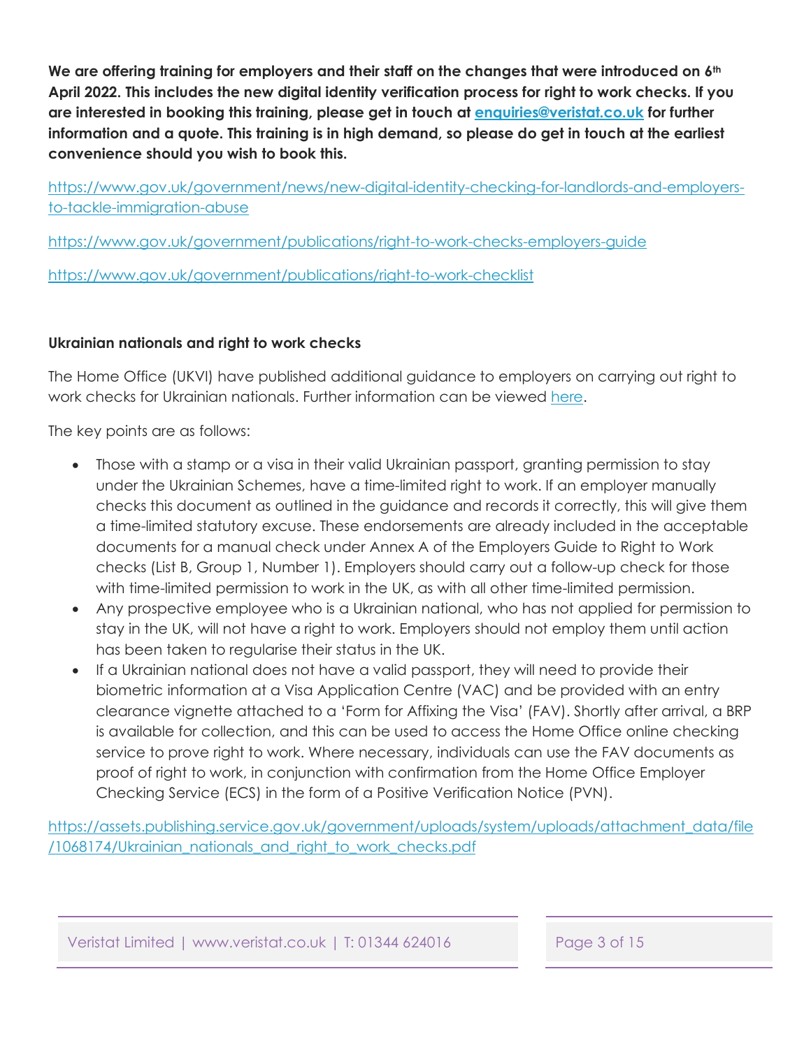**We are offering training for employers and their staff on the changes that were introduced on 6th April 2022. This includes the new digital identity verification process for right to work checks. If you are interested in booking this training, please get in touch at [enquiries@veristat.co.uk](mailto:enquiries@veristat.co.uk) for further information and a quote. This training is in high demand, so please do get in touch at the earliest convenience should you wish to book this.**

https://www.gov.uk/government/news/new-digital-identity-checking-for-landlords-and-employers-to-tackle-immigration-abuse

https://www.gov.uk/government/publications/right-to-work-checks-employers-guide

https://www.gov.uk/government/publications/right-to-work-checklist

### Ukrainian nationals and right to work checks

The Home Office (UKVI) have published additional guidance to employers on carrying out right to work checks for Ukrainian nationals. Further information can be viewed here.

The key points are as follows:

- Those with a stamp or a visa in their valid Ukrainian passport, granting permission to stay under the Ukrainian Schemes, have a time-limited right to work. If an employer manually checks this document as outlined in the guidance and records it correctly, this will give them a time-limited statutory excuse. These endorsements are already included in the acceptable documents for a manual check under Annex A of the Employers Guide to Right to Work checks (List B, Group 1, Number 1). Employers should carry out a follow-up check for those with time-limited permission to work in the UK, as with all other time-limited permission.
- Any prospective employee who is a Ukrainian national, who has not applied for permission to stay in the UK, will not have a right to work. Employers should not employ them until action has been taken to regularise their status in the UK.
- If a Ukrainian national does not have a valid passport, they will need to provide their biometric information at a Visa Application Centre (VAC) and be provided with an entry clearance vignette attached to a 'Form for Affixing the Visa' (FAV). Shortly after arrival, a BRP is available for collection, and this can be used to access the Home Office online checking service to prove right to work. Where necessary, individuals can use the FAV documents as proof of right to work, in conjunction with confirmation from the Home Office Employer Checking Service (ECS) in the form of a Positive Verification Notice (PVN).

https://assets.publishing.service.gov.uk/government/uploads/system/uploads/attachment_data/file/1068174/Ukrainian_nationals_and_right_to_work_checks.pdf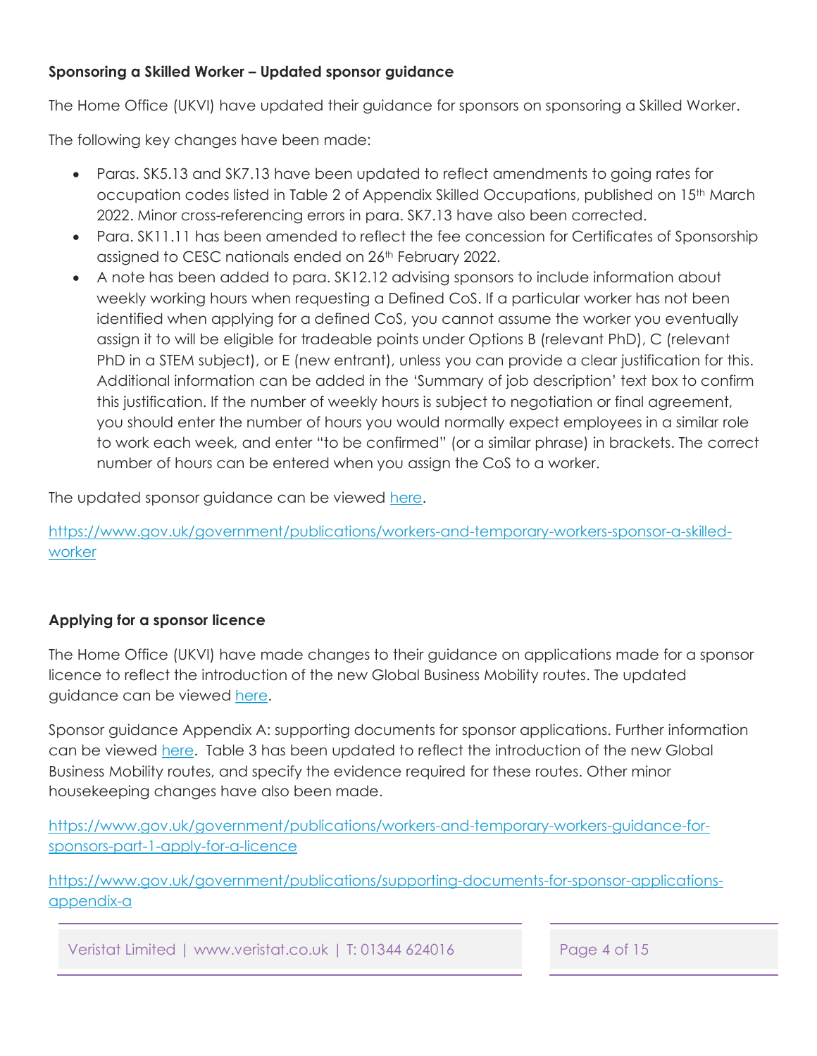**Sponsoring a Skilled Worker – Updated sponsor guidance**

The Home Office (UKVI) have updated their guidance for sponsors on sponsoring a Skilled Worker.

The following key changes have been made:

- Paras. SK5.13 and SK7.13 have been updated to reflect amendments to going rates for occupation codes listed in Table 2 of Appendix Skilled Occupations, published on 15th March 2022. Minor cross-referencing errors in para. SK7.13 have also been corrected.
- Para. SK11.11 has been amended to reflect the fee concession for Certificates of Sponsorship assigned to CESC nationals ended on 26th February 2022.
- A note has been added to para. SK12.12 advising sponsors to include information about weekly working hours when requesting a Defined CoS. If a particular worker has not been identified when applying for a defined CoS, you cannot assume the worker you eventually assign it to will be eligible for tradeable points under Options B (relevant PhD), C (relevant PhD in a STEM subject), or E (new entrant), unless you can provide a clear justification for this. Additional information can be added in the 'Summary of job description' text box to confirm this justification. If the number of weekly hours is subject to negotiation or final agreement, you should enter the number of hours you would normally expect employees in a similar role to work each week, and enter "to be confirmed" (or a similar phrase) in brackets. The correct number of hours can be entered when you assign the CoS to a worker.

The updated sponsor guidance can be viewed [here](https://www.gov.uk/government/publications/workers-and-temporary-workers-sponsor-a-skilled-worker).

https://www.gov.uk/government/publications/workers-and-temporary-workers-sponsor-a-skilled-worker

**Applying for a sponsor licence**

The Home Office (UKVI) have made changes to their guidance on applications made for a sponsor licence to reflect the introduction of the new Global Business Mobility routes. The updated guidance can be viewed [here](https://www.gov.uk/government/publications/workers-and-temporary-workers-guidance-for-sponsors-part-1-apply-for-a-licence).

Sponsor guidance Appendix A: supporting documents for sponsor applications. Further information can be viewed [here](https://www.gov.uk/government/publications/supporting-documents-for-sponsor-applications-appendix-a). Table 3 has been updated to reflect the introduction of the new Global Business Mobility routes, and specify the evidence required for these routes. Other minor housekeeping changes have also been made.

https://www.gov.uk/government/publications/workers-and-temporary-workers-guidance-for-sponsors-part-1-apply-for-a-licence

https://www.gov.uk/government/publications/supporting-documents-for-sponsor-applications-appendix-a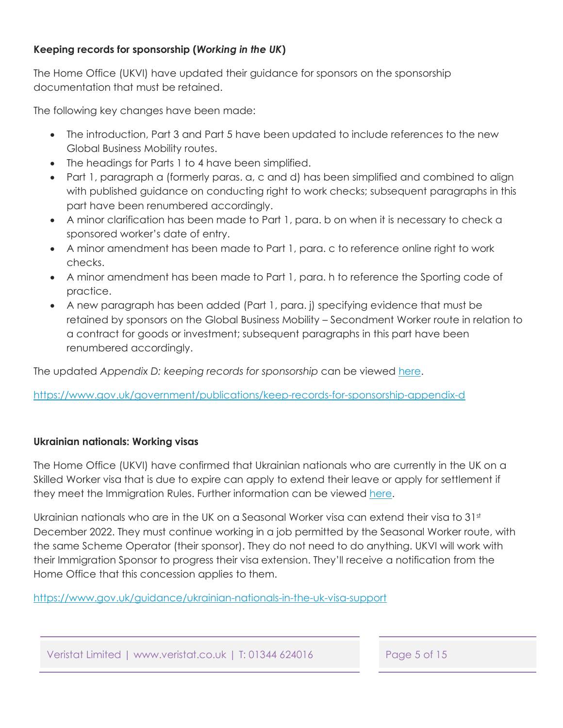**Keeping records for sponsorship (*Working in the UK*)**

The Home Office (UKVI) have updated their guidance for sponsors on the sponsorship documentation that must be retained.

The following key changes have been made:

- The introduction, Part 3 and Part 5 have been updated to include references to the new Global Business Mobility routes.
- The headings for Parts 1 to 4 have been simplified.
- Part 1, paragraph a (formerly paras. a, c and d) has been simplified and combined to align with published guidance on conducting right to work checks; subsequent paragraphs in this part have been renumbered accordingly.
- A minor clarification has been made to Part 1, para. b on when it is necessary to check a sponsored worker's date of entry.
- A minor amendment has been made to Part 1, para. c to reference online right to work checks.
- A minor amendment has been made to Part 1, para. h to reference the Sporting code of practice.
- A new paragraph has been added (Part 1, para. j) specifying evidence that must be retained by sponsors on the Global Business Mobility – Secondment Worker route in relation to a contract for goods or investment; subsequent paragraphs in this part have been renumbered accordingly.

The updated *Appendix D: keeping records for sponsorship* can be viewed [here](https://www.gov.uk/government/publications/keep-records-for-sponsorship-appendix-d).

https://www.gov.uk/government/publications/keep-records-for-sponsorship-appendix-d

**Ukrainian nationals: Working visas**

The Home Office (UKVI) have confirmed that Ukrainian nationals who are currently in the UK on a Skilled Worker visa that is due to expire can apply to extend their leave or apply for settlement if they meet the Immigration Rules. Further information can be viewed [here](https://www.gov.uk/guidance/ukrainian-nationals-in-the-uk-visa-support).

Ukrainian nationals who are in the UK on a Seasonal Worker visa can extend their visa to 31st December 2022. They must continue working in a job permitted by the Seasonal Worker route, with the same Scheme Operator (their sponsor). They do not need to do anything. UKVI will work with their Immigration Sponsor to progress their visa extension. They'll receive a notification from the Home Office that this concession applies to them.

https://www.gov.uk/guidance/ukrainian-nationals-in-the-uk-visa-support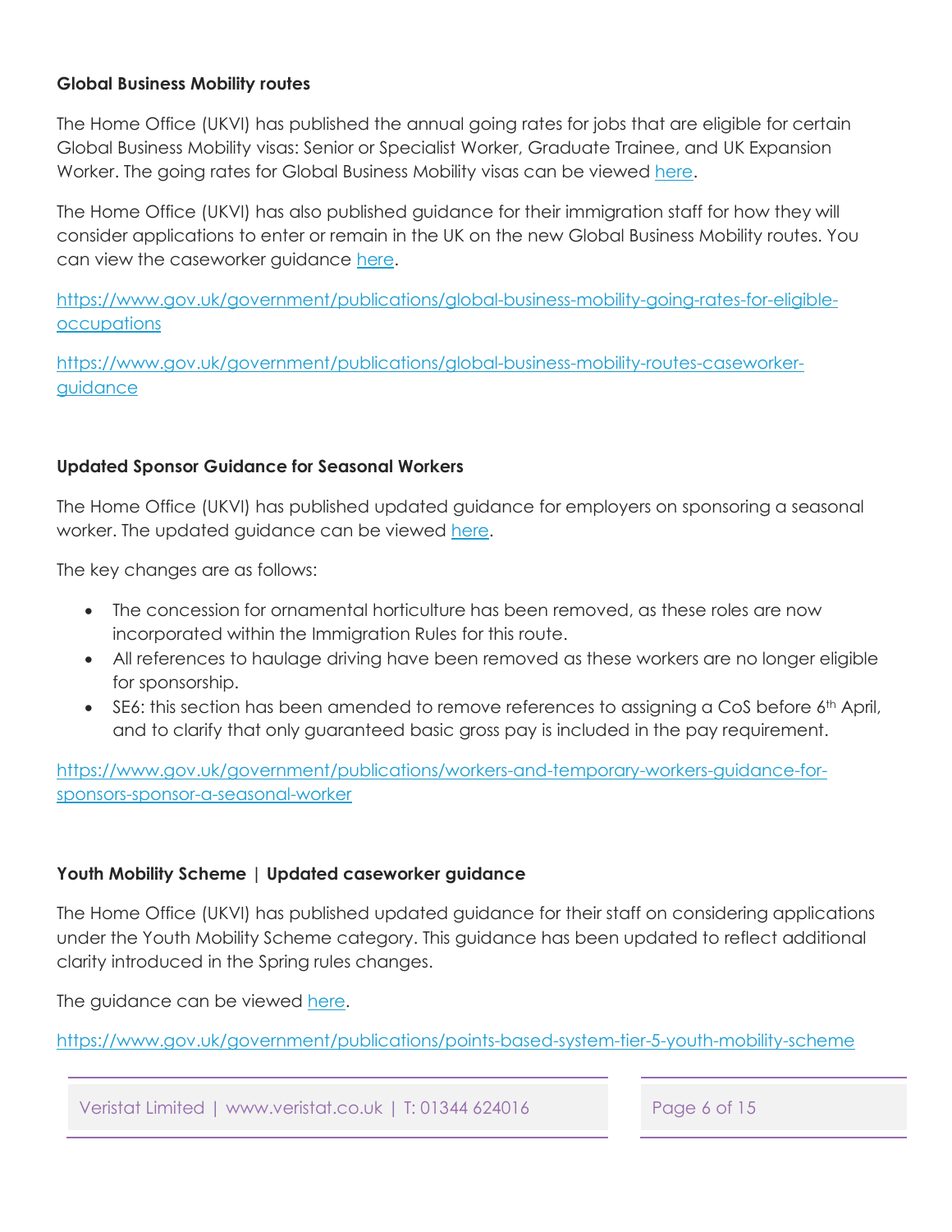**Global Business Mobility routes**

The Home Office (UKVI) has published the annual going rates for jobs that are eligible for certain Global Business Mobility visas: Senior or Specialist Worker, Graduate Trainee, and UK Expansion Worker. The going rates for Global Business Mobility visas can be viewed here.

The Home Office (UKVI) has also published guidance for their immigration staff for how they will consider applications to enter or remain in the UK on the new Global Business Mobility routes. You can view the caseworker guidance here.

https://www.gov.uk/government/publications/global-business-mobility-going-rates-for-eligible-occupations

https://www.gov.uk/government/publications/global-business-mobility-routes-caseworker-guidance

**Updated Sponsor Guidance for Seasonal Workers**

The Home Office (UKVI) has published updated guidance for employers on sponsoring a seasonal worker. The updated guidance can be viewed here.

The key changes are as follows:

- The concession for ornamental horticulture has been removed, as these roles are now incorporated within the Immigration Rules for this route.
- All references to haulage driving have been removed as these workers are no longer eligible for sponsorship.
- SE6: this section has been amended to remove references to assigning a CoS before 6th April, and to clarify that only guaranteed basic gross pay is included in the pay requirement.

https://www.gov.uk/government/publications/workers-and-temporary-workers-guidance-for-sponsors-sponsor-a-seasonal-worker

**Youth Mobility Scheme | Updated caseworker guidance**

The Home Office (UKVI) has published updated guidance for their staff on considering applications under the Youth Mobility Scheme category. This guidance has been updated to reflect additional clarity introduced in the Spring rules changes.

The guidance can be viewed here.

https://www.gov.uk/government/publications/points-based-system-tier-5-youth-mobility-scheme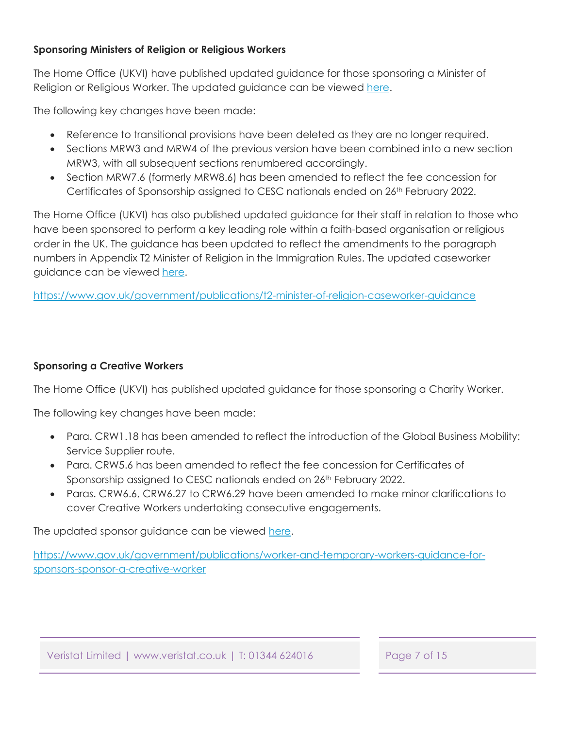**Sponsoring Ministers of Religion or Religious Workers**

The Home Office (UKVI) have published updated guidance for those sponsoring a Minister of Religion or Religious Worker. The updated guidance can be viewed [here](#).

The following key changes have been made:

- Reference to transitional provisions have been deleted as they are no longer required.
- Sections MRW3 and MRW4 of the previous version have been combined into a new section MRW3, with all subsequent sections renumbered accordingly.
- Section MRW7.6 (formerly MRW8.6) has been amended to reflect the fee concession for Certificates of Sponsorship assigned to CESC nationals ended on 26th February 2022.

The Home Office (UKVI) has also published updated guidance for their staff in relation to those who have been sponsored to perform a key leading role within a faith-based organisation or religious order in the UK. The guidance has been updated to reflect the amendments to the paragraph numbers in Appendix T2 Minister of Religion in the Immigration Rules. The updated caseworker guidance can be viewed [here](#).

https://www.gov.uk/government/publications/t2-minister-of-religion-caseworker-guidance

**Sponsoring a Creative Workers**

The Home Office (UKVI) has published updated guidance for those sponsoring a Charity Worker.

The following key changes have been made:

- Para. CRW1.18 has been amended to reflect the introduction of the Global Business Mobility: Service Supplier route.
- Para. CRW5.6 has been amended to reflect the fee concession for Certificates of Sponsorship assigned to CESC nationals ended on 26th February 2022.
- Paras. CRW6.6, CRW6.27 to CRW6.29 have been amended to make minor clarifications to cover Creative Workers undertaking consecutive engagements.

The updated sponsor guidance can be viewed [here](#).

https://www.gov.uk/government/publications/worker-and-temporary-workers-guidance-for-sponsors-sponsor-a-creative-worker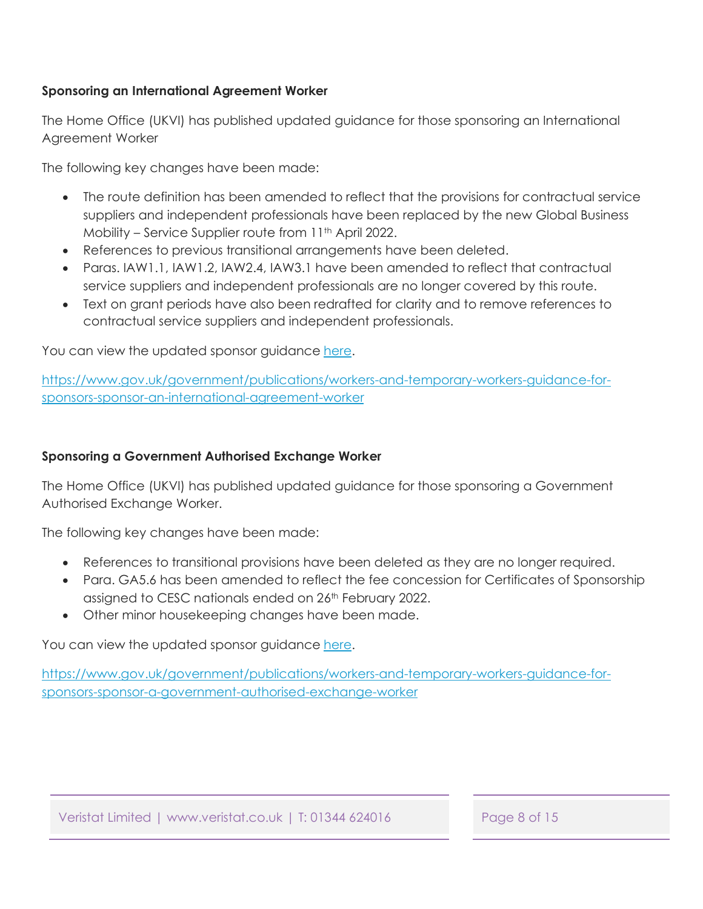### Sponsoring an International Agreement Worker

The Home Office (UKVI) has published updated guidance for those sponsoring an International Agreement Worker

The following key changes have been made:

- The route definition has been amended to reflect that the provisions for contractual service suppliers and independent professionals have been replaced by the new Global Business Mobility – Service Supplier route from 11th April 2022.
- References to previous transitional arrangements have been deleted.
- Paras. IAW1.1, IAW1.2, IAW2.4, IAW3.1 have been amended to reflect that contractual service suppliers and independent professionals are no longer covered by this route.
- Text on grant periods have also been redrafted for clarity and to remove references to contractual service suppliers and independent professionals.

You can view the updated sponsor guidance [here](https://www.gov.uk/government/publications/workers-and-temporary-workers-guidance-for-sponsors-sponsor-an-international-agreement-worker).

https://www.gov.uk/government/publications/workers-and-temporary-workers-guidance-for-sponsors-sponsor-an-international-agreement-worker

### Sponsoring a Government Authorised Exchange Worker

The Home Office (UKVI) has published updated guidance for those sponsoring a Government Authorised Exchange Worker.

The following key changes have been made:

- References to transitional provisions have been deleted as they are no longer required.
- Para. GA5.6 has been amended to reflect the fee concession for Certificates of Sponsorship assigned to CESC nationals ended on 26th February 2022.
- Other minor housekeeping changes have been made.

You can view the updated sponsor guidance [here](https://www.gov.uk/government/publications/workers-and-temporary-workers-guidance-for-sponsors-sponsor-a-government-authorised-exchange-worker).

https://www.gov.uk/government/publications/workers-and-temporary-workers-guidance-for-sponsors-sponsor-a-government-authorised-exchange-worker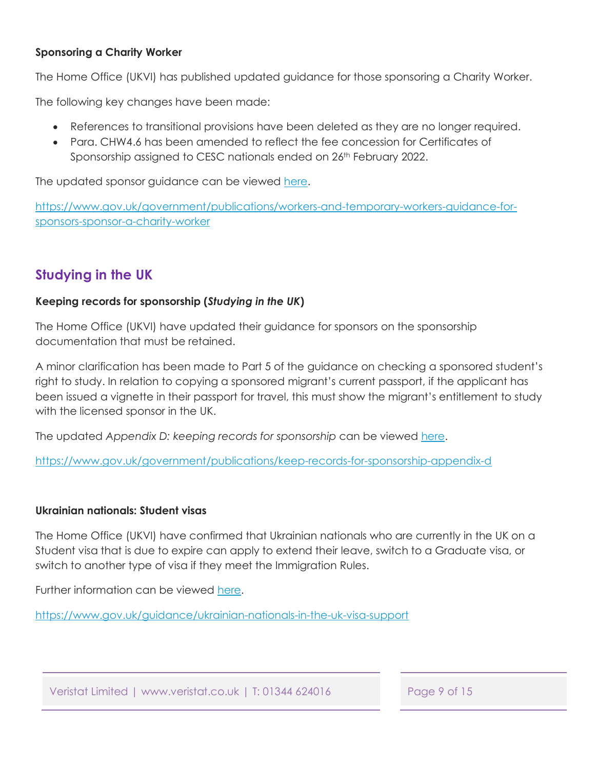**Sponsoring a Charity Worker**

The Home Office (UKVI) has published updated guidance for those sponsoring a Charity Worker.

The following key changes have been made:

- References to transitional provisions have been deleted as they are no longer required.
- Para. CHW4.6 has been amended to reflect the fee concession for Certificates of Sponsorship assigned to CESC nationals ended on 26th February 2022.

The updated sponsor guidance can be viewed here.

https://www.gov.uk/government/publications/workers-and-temporary-workers-guidance-for-sponsors-sponsor-a-charity-worker

## Studying in the UK

**Keeping records for sponsorship (*Studying in the UK*)**

The Home Office (UKVI) have updated their guidance for sponsors on the sponsorship documentation that must be retained.

A minor clarification has been made to Part 5 of the guidance on checking a sponsored student's right to study. In relation to copying a sponsored migrant's current passport, if the applicant has been issued a vignette in their passport for travel, this must show the migrant's entitlement to study with the licensed sponsor in the UK.

The updated *Appendix D: keeping records for sponsorship* can be viewed here.

https://www.gov.uk/government/publications/keep-records-for-sponsorship-appendix-d

**Ukrainian nationals: Student visas**

The Home Office (UKVI) have confirmed that Ukrainian nationals who are currently in the UK on a Student visa that is due to expire can apply to extend their leave, switch to a Graduate visa, or switch to another type of visa if they meet the Immigration Rules.

Further information can be viewed here.

https://www.gov.uk/guidance/ukrainian-nationals-in-the-uk-visa-support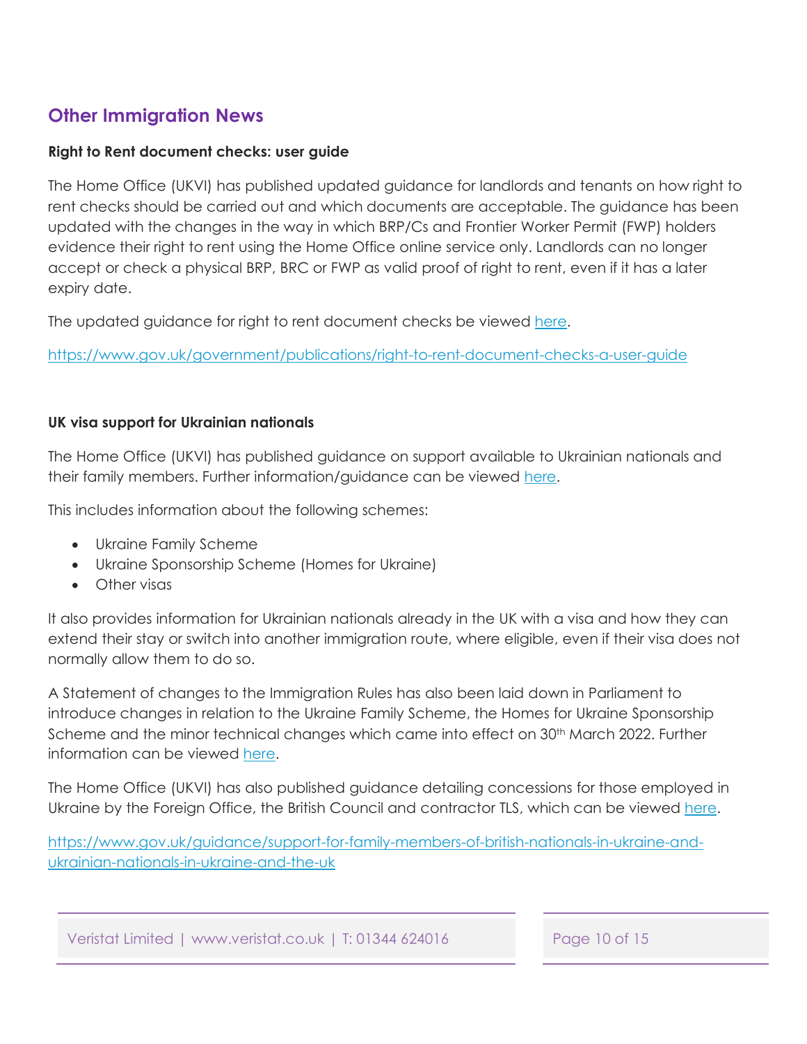## Other Immigration News

### Right to Rent document checks: user guide

The Home Office (UKVI) has published updated guidance for landlords and tenants on how right to rent checks should be carried out and which documents are acceptable. The guidance has been updated with the changes in the way in which BRP/Cs and Frontier Worker Permit (FWP) holders evidence their right to rent using the Home Office online service only. Landlords can no longer accept or check a physical BRP, BRC or FWP as valid proof of right to rent, even if it has a later expiry date.

The updated guidance for right to rent document checks be viewed here.

https://www.gov.uk/government/publications/right-to-rent-document-checks-a-user-guide

### UK visa support for Ukrainian nationals

The Home Office (UKVI) has published guidance on support available to Ukrainian nationals and their family members. Further information/guidance can be viewed here.

This includes information about the following schemes:

- Ukraine Family Scheme
- Ukraine Sponsorship Scheme (Homes for Ukraine)
- Other visas

It also provides information for Ukrainian nationals already in the UK with a visa and how they can extend their stay or switch into another immigration route, where eligible, even if their visa does not normally allow them to do so.

A Statement of changes to the Immigration Rules has also been laid down in Parliament to introduce changes in relation to the Ukraine Family Scheme, the Homes for Ukraine Sponsorship Scheme and the minor technical changes which came into effect on 30th March 2022. Further information can be viewed here.

The Home Office (UKVI) has also published guidance detailing concessions for those employed in Ukraine by the Foreign Office, the British Council and contractor TLS, which can be viewed here.

https://www.gov.uk/guidance/support-for-family-members-of-british-nationals-in-ukraine-and-ukrainian-nationals-in-ukraine-and-the-uk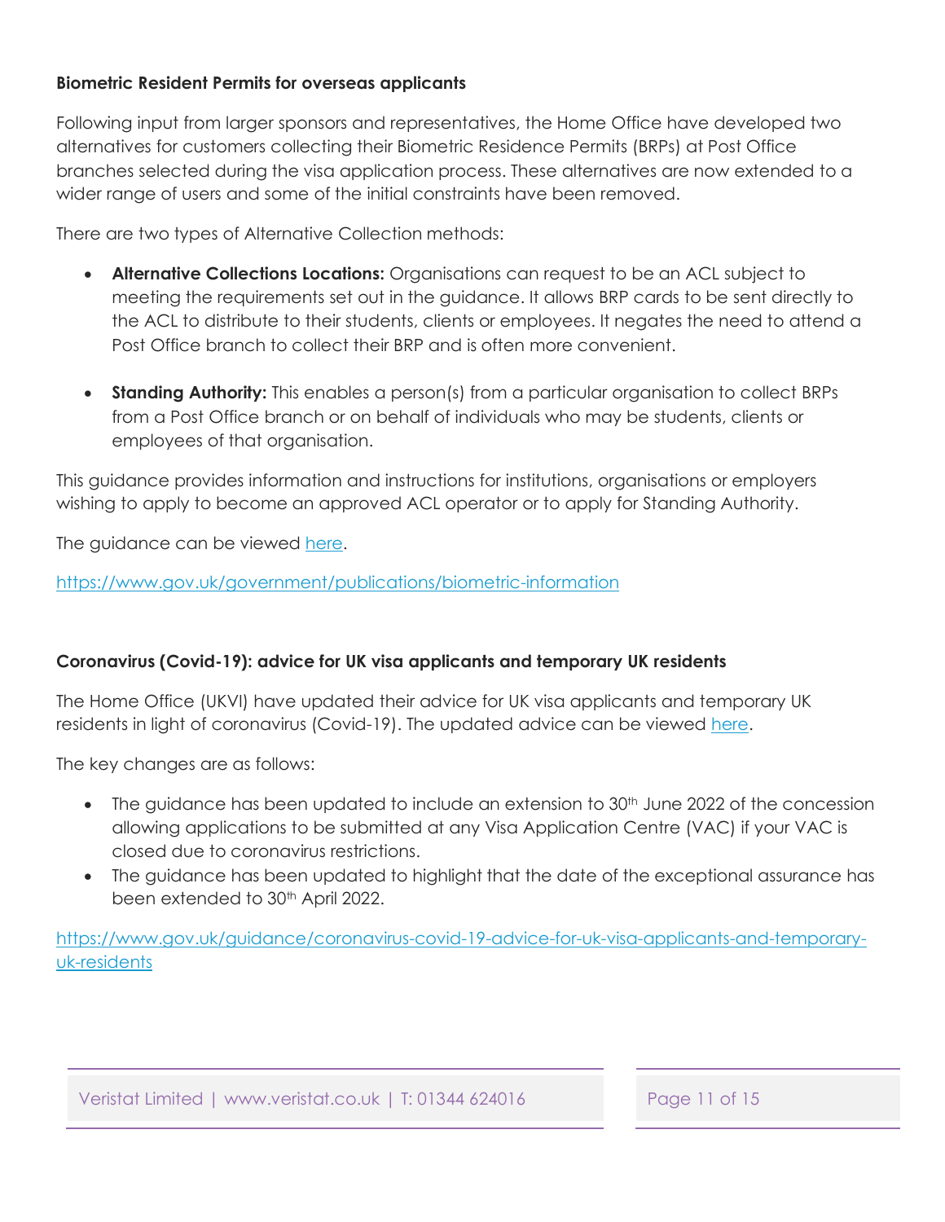**Biometric Resident Permits for overseas applicants**

Following input from larger sponsors and representatives, the Home Office have developed two alternatives for customers collecting their Biometric Residence Permits (BRPs) at Post Office branches selected during the visa application process. These alternatives are now extended to a wider range of users and some of the initial constraints have been removed.

There are two types of Alternative Collection methods:

- **Alternative Collections Locations:** Organisations can request to be an ACL subject to meeting the requirements set out in the guidance. It allows BRP cards to be sent directly to the ACL to distribute to their students, clients or employees. It negates the need to attend a Post Office branch to collect their BRP and is often more convenient.

- **Standing Authority:** This enables a person(s) from a particular organisation to collect BRPs from a Post Office branch or on behalf of individuals who may be students, clients or employees of that organisation.

This guidance provides information and instructions for institutions, organisations or employers wishing to apply to become an approved ACL operator or to apply for Standing Authority.

The guidance can be viewed [here](https://www.gov.uk/government/publications/biometric-information).

https://www.gov.uk/government/publications/biometric-information

**Coronavirus (Covid-19): advice for UK visa applicants and temporary UK residents**

The Home Office (UKVI) have updated their advice for UK visa applicants and temporary UK residents in light of coronavirus (Covid-19). The updated advice can be viewed [here](https://www.gov.uk/guidance/coronavirus-covid-19-advice-for-uk-visa-applicants-and-temporary-uk-residents).

The key changes are as follows:

- The guidance has been updated to include an extension to 30th June 2022 of the concession allowing applications to be submitted at any Visa Application Centre (VAC) if your VAC is closed due to coronavirus restrictions.
- The guidance has been updated to highlight that the date of the exceptional assurance has been extended to 30th April 2022.

https://www.gov.uk/guidance/coronavirus-covid-19-advice-for-uk-visa-applicants-and-temporary-uk-residents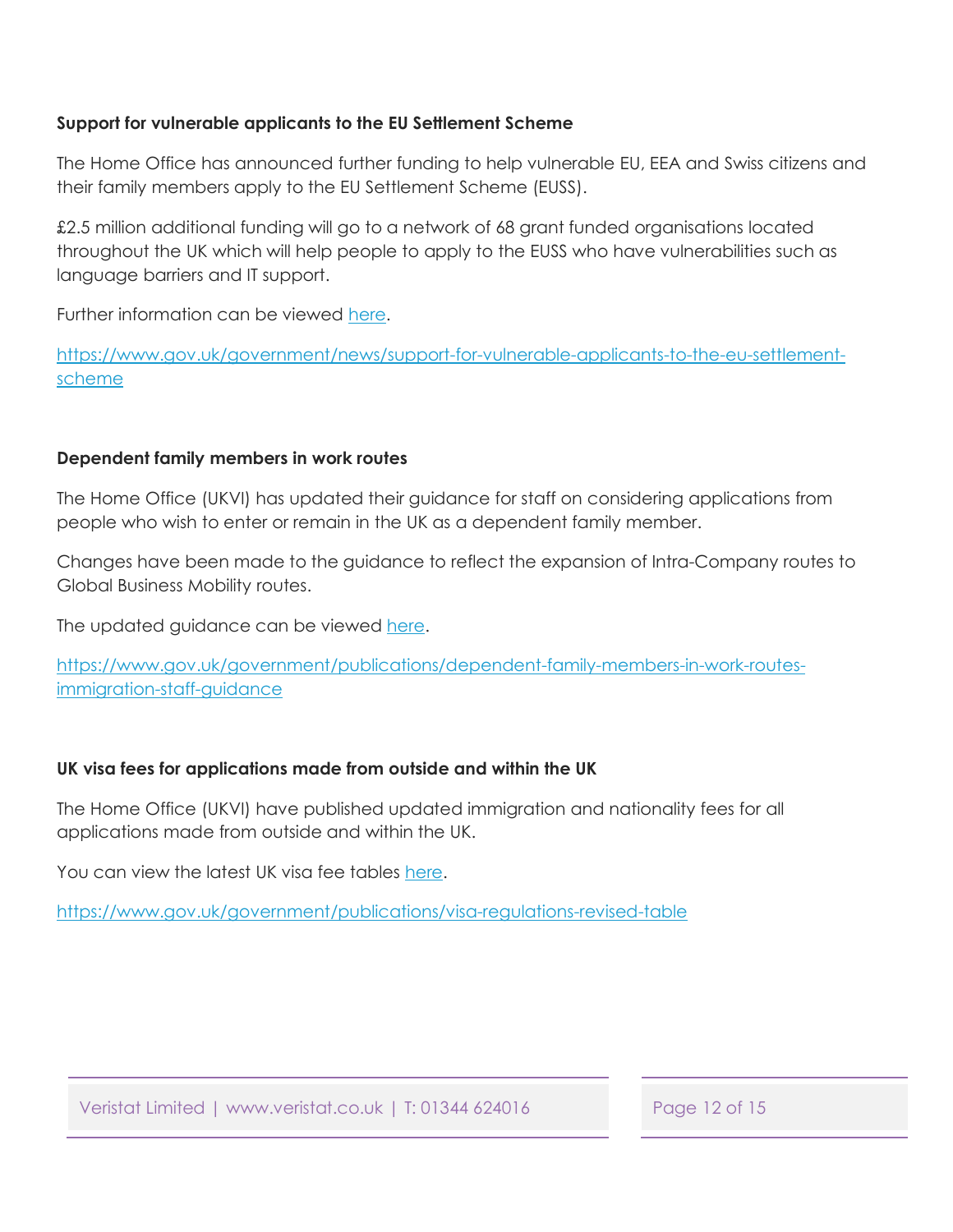**Support for vulnerable applicants to the EU Settlement Scheme**

The Home Office has announced further funding to help vulnerable EU, EEA and Swiss citizens and their family members apply to the EU Settlement Scheme (EUSS).

£2.5 million additional funding will go to a network of 68 grant funded organisations located throughout the UK which will help people to apply to the EUSS who have vulnerabilities such as language barriers and IT support.

Further information can be viewed here.

https://www.gov.uk/government/news/support-for-vulnerable-applicants-to-the-eu-settlement-scheme

**Dependent family members in work routes**

The Home Office (UKVI) has updated their guidance for staff on considering applications from people who wish to enter or remain in the UK as a dependent family member.

Changes have been made to the guidance to reflect the expansion of Intra-Company routes to Global Business Mobility routes.

The updated guidance can be viewed here.

https://www.gov.uk/government/publications/dependent-family-members-in-work-routes-immigration-staff-guidance

**UK visa fees for applications made from outside and within the UK**

The Home Office (UKVI) have published updated immigration and nationality fees for all applications made from outside and within the UK.

You can view the latest UK visa fee tables here.

https://www.gov.uk/government/publications/visa-regulations-revised-table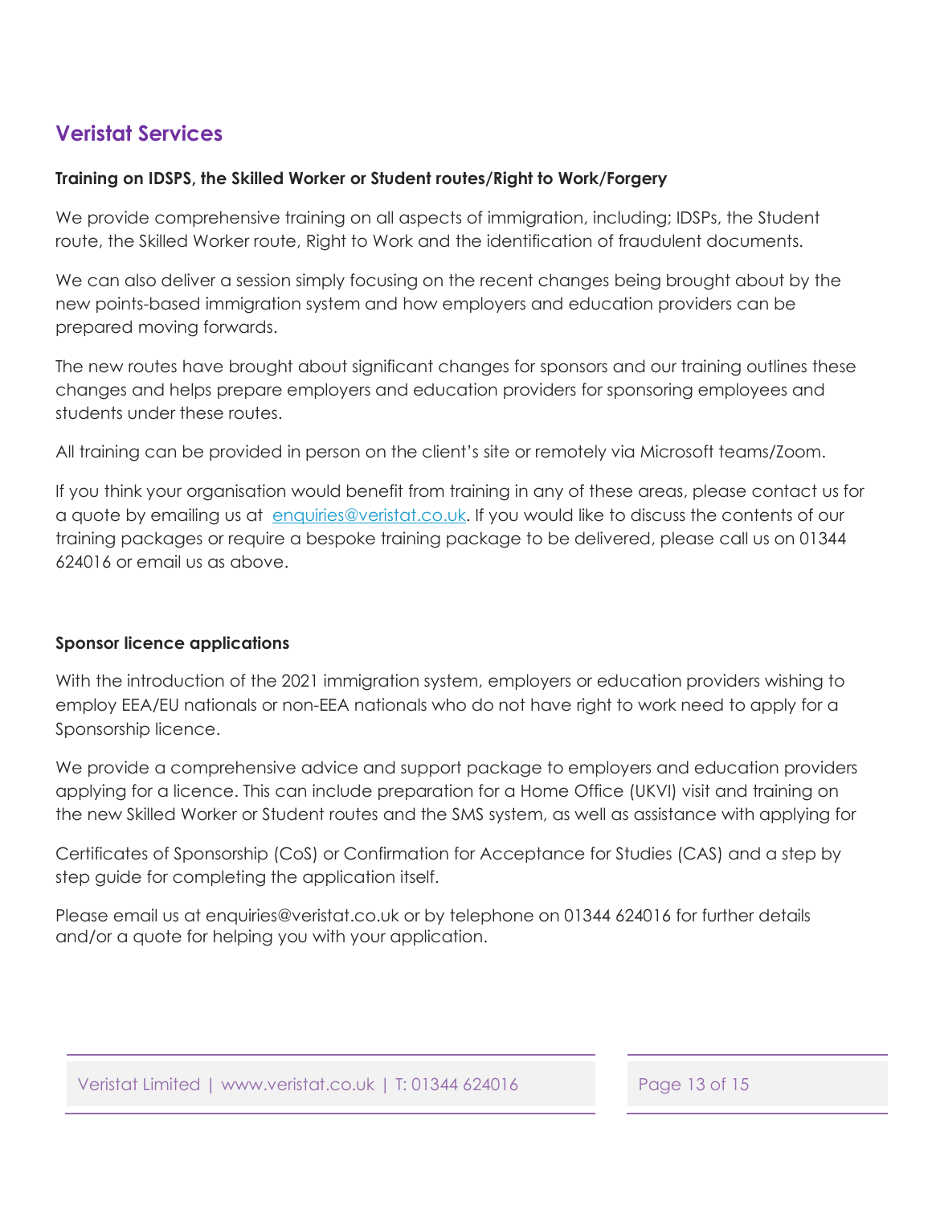## Veristat Services

**Training on IDSPS, the Skilled Worker or Student routes/Right to Work/Forgery**

We provide comprehensive training on all aspects of immigration, including; IDSPs, the Student route, the Skilled Worker route, Right to Work and the identification of fraudulent documents.

We can also deliver a session simply focusing on the recent changes being brought about by the new points-based immigration system and how employers and education providers can be prepared moving forwards.

The new routes have brought about significant changes for sponsors and our training outlines these changes and helps prepare employers and education providers for sponsoring employees and students under these routes.

All training can be provided in person on the client's site or remotely via Microsoft teams/Zoom.

If you think your organisation would benefit from training in any of these areas, please contact us for a quote by emailing us at enquiries@veristat.co.uk. If you would like to discuss the contents of our training packages or require a bespoke training package to be delivered, please call us on 01344 624016 or email us as above.

**Sponsor licence applications**

With the introduction of the 2021 immigration system, employers or education providers wishing to employ EEA/EU nationals or non-EEA nationals who do not have right to work need to apply for a Sponsorship licence.

We provide a comprehensive advice and support package to employers and education providers applying for a licence. This can include preparation for a Home Office (UKVI) visit and training on the new Skilled Worker or Student routes and the SMS system, as well as assistance with applying for Certificates of Sponsorship (CoS) or Confirmation for Acceptance for Studies (CAS) and a step by step guide for completing the application itself.

Please email us at enquiries@veristat.co.uk or by telephone on 01344 624016 for further details and/or a quote for helping you with your application.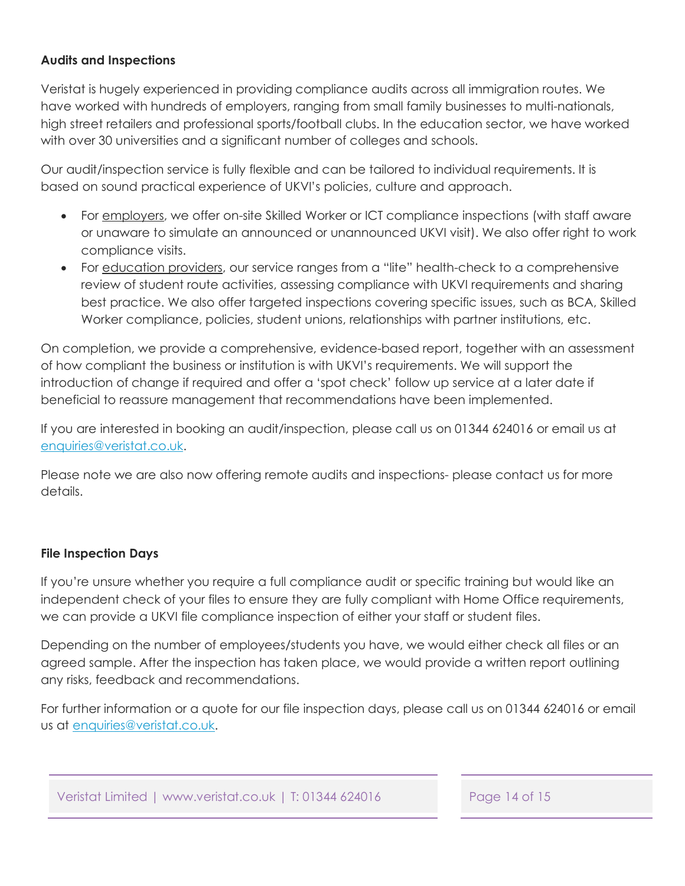**Audits and Inspections**

Veristat is hugely experienced in providing compliance audits across all immigration routes. We have worked with hundreds of employers, ranging from small family businesses to multi-nationals, high street retailers and professional sports/football clubs. In the education sector, we have worked with over 30 universities and a significant number of colleges and schools.

Our audit/inspection service is fully flexible and can be tailored to individual requirements. It is based on sound practical experience of UKVI's policies, culture and approach.

- For employers, we offer on-site Skilled Worker or ICT compliance inspections (with staff aware or unaware to simulate an announced or unannounced UKVI visit). We also offer right to work compliance visits.
- For education providers, our service ranges from a "lite" health-check to a comprehensive review of student route activities, assessing compliance with UKVI requirements and sharing best practice. We also offer targeted inspections covering specific issues, such as BCA, Skilled Worker compliance, policies, student unions, relationships with partner institutions, etc.

On completion, we provide a comprehensive, evidence-based report, together with an assessment of how compliant the business or institution is with UKVI's requirements. We will support the introduction of change if required and offer a 'spot check' follow up service at a later date if beneficial to reassure management that recommendations have been implemented.

If you are interested in booking an audit/inspection, please call us on 01344 624016 or email us at enquiries@veristat.co.uk.

Please note we are also now offering remote audits and inspections- please contact us for more details.

**File Inspection Days**

If you're unsure whether you require a full compliance audit or specific training but would like an independent check of your files to ensure they are fully compliant with Home Office requirements, we can provide a UKVI file compliance inspection of either your staff or student files.

Depending on the number of employees/students you have, we would either check all files or an agreed sample. After the inspection has taken place, we would provide a written report outlining any risks, feedback and recommendations.

For further information or a quote for our file inspection days, please call us on 01344 624016 or email us at enquiries@veristat.co.uk.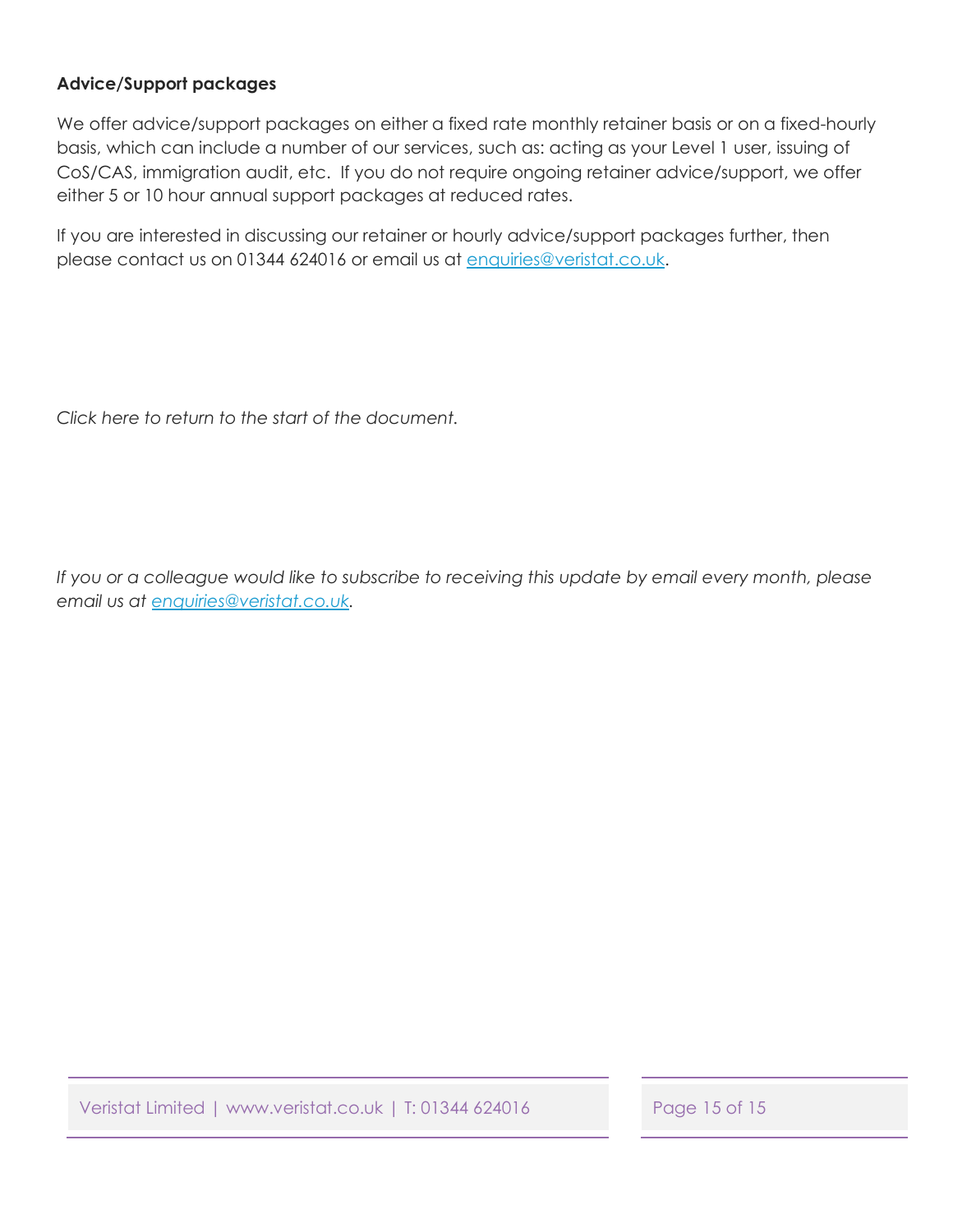**Advice/Support packages**

We offer advice/support packages on either a fixed rate monthly retainer basis or on a fixed-hourly basis, which can include a number of our services, such as: acting as your Level 1 user, issuing of CoS/CAS, immigration audit, etc. If you do not require ongoing retainer advice/support, we offer either 5 or 10 hour annual support packages at reduced rates.

If you are interested in discussing our retainer or hourly advice/support packages further, then please contact us on 01344 624016 or email us at enquiries@veristat.co.uk.

*Click here to return to the start of the document.*

*If you or a colleague would like to subscribe to receiving this update by email every month, please email us at enquiries@veristat.co.uk.*